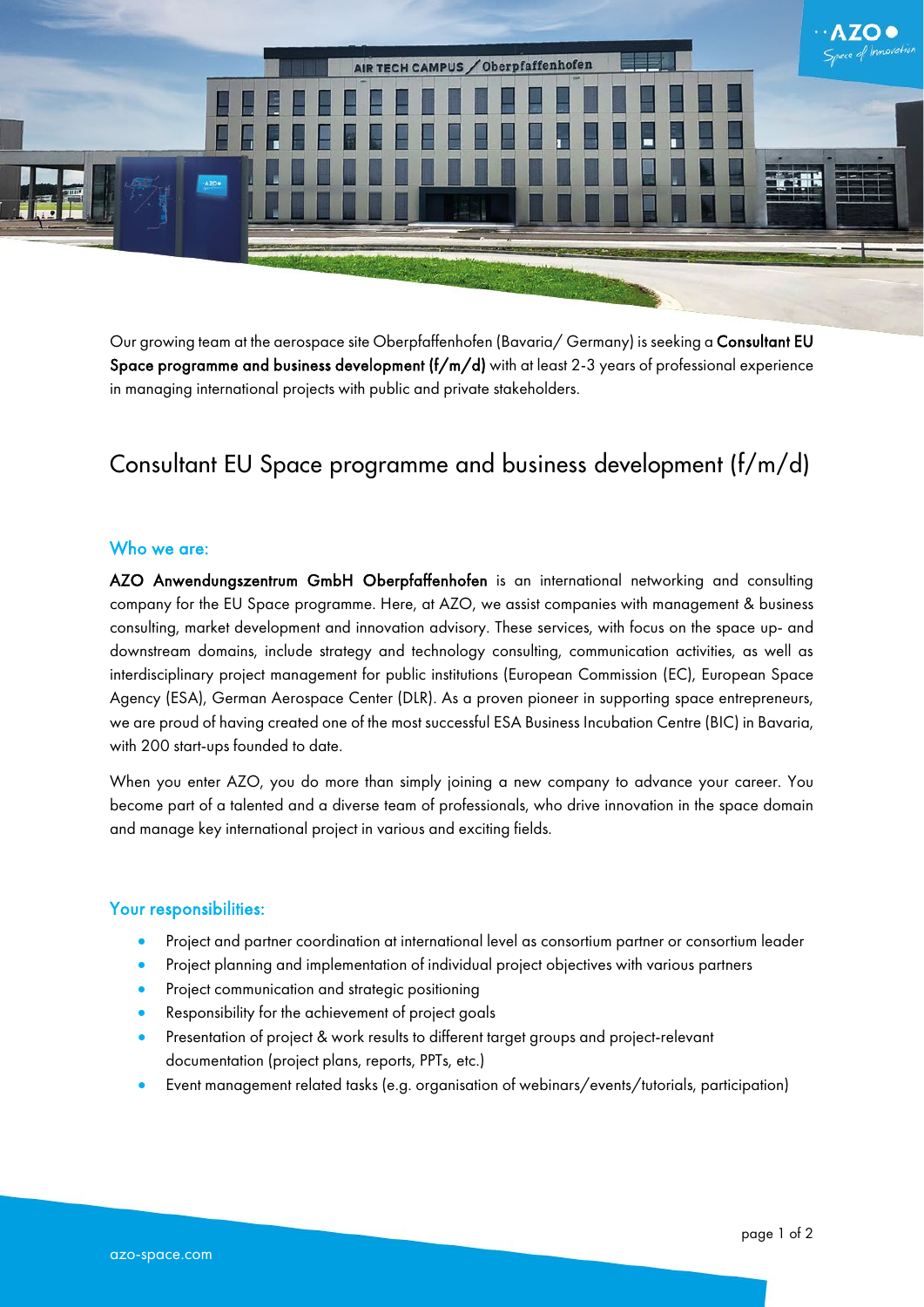Our growing team at the aerospace site Oberpfaffenhofen (Bavaria/ Germany) is seeking a **Consultant EU Space programme and business development (f/m/d)** with at least 2-3 years of professional experience in managing international projects with public and private stakeholders.

# Consultant EU Space programme and business development (f/m/d)

## Who we are:

**AZO Anwendungszentrum GmbH Oberpfaffenhofen** is an international networking and consulting company for the EU Space programme. Here, at AZO, we assist companies with management & business consulting, market development and innovation advisory. These services, with focus on the space up- and downstream domains, include strategy and technology consulting, communication activities, as well as interdisciplinary project management for public institutions (European Commission (EC), European Space Agency (ESA), German Aerospace Center (DLR). As a proven pioneer in supporting space entrepreneurs, we are proud of having created one of the most successful ESA Business Incubation Centre (BIC) in Bavaria, with 200 start-ups founded to date.

When you enter AZO, you do more than simply joining a new company to advance your career. You become part of a talented and a diverse team of professionals, who drive innovation in the space domain and manage key international project in various and exciting fields.

## Your responsibilities:

- Project and partner coordination at international level as consortium partner or consortium leader
- Project planning and implementation of individual project objectives with various partners
- Project communication and strategic positioning
- Responsibility for the achievement of project goals
- Presentation of project & work results to different target groups and project-relevant documentation (project plans, reports, PPTs, etc.)
- Event management related tasks (e.g. organisation of webinars/events/tutorials, participation)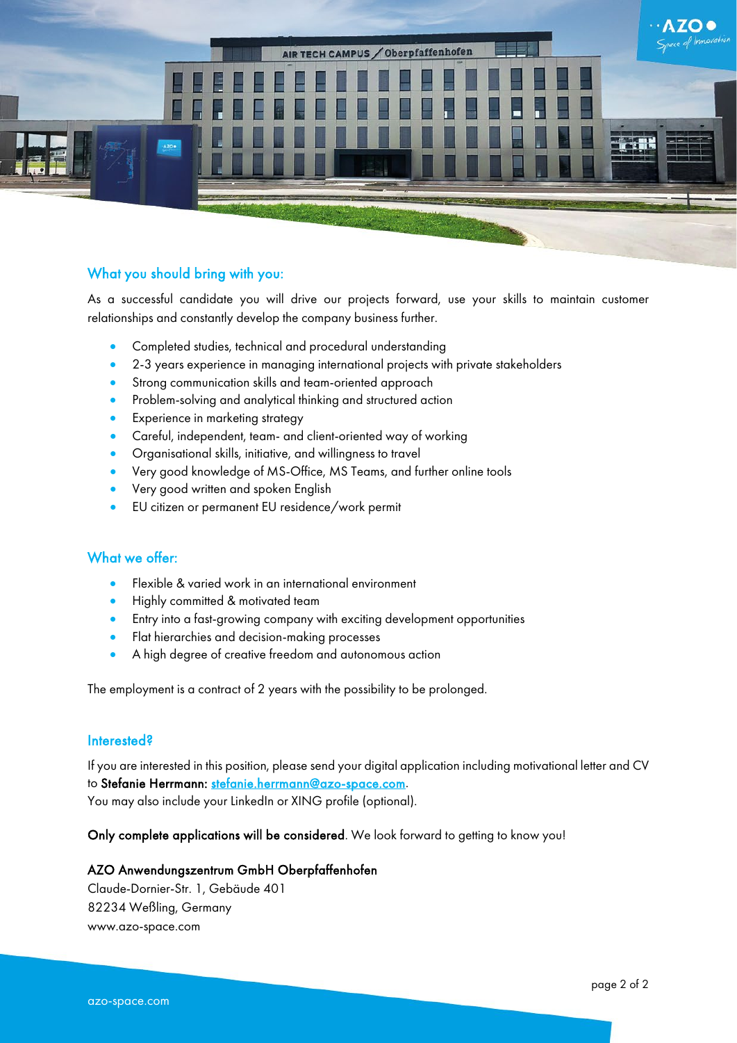## What you should bring with you:

As a successful candidate you will drive our projects forward, use your skills to maintain customer relationships and constantly develop the company business further.

- Completed studies, technical and procedural understanding
- 2-3 years experience in managing international projects with private stakeholders
- Strong communication skills and team-oriented approach
- Problem-solving and analytical thinking and structured action
- Experience in marketing strategy
- Careful, independent, team- and client-oriented way of working
- Organisational skills, initiative, and willingness to travel
- Very good knowledge of MS-Office, MS Teams, and further online tools
- Very good written and spoken English
- EU citizen or permanent EU residence/work permit

## What we offer:

- Flexible & varied work in an international environment
- Highly committed & motivated team
- Entry into a fast-growing company with exciting development opportunities
- Flat hierarchies and decision-making processes
- A high degree of creative freedom and autonomous action

The employment is a contract of 2 years with the possibility to be prolonged.

## Interested?

If you are interested in this position, please send your digital application including motivational letter and CV to **Stefanie Herrmann:** [stefanie.herrmann@azo-space.com](mailto:stefanie.herrmann@azo-space.com).
You may also include your LinkedIn or XING profile (optional).

**Only complete applications will be considered**. We look forward to getting to know you!

**AZO Anwendungszentrum GmbH Oberpfaffenhofen**
Claude-Dornier-Str. 1, Gebäude 401
82234 Weßling, Germany
www.azo-space.com